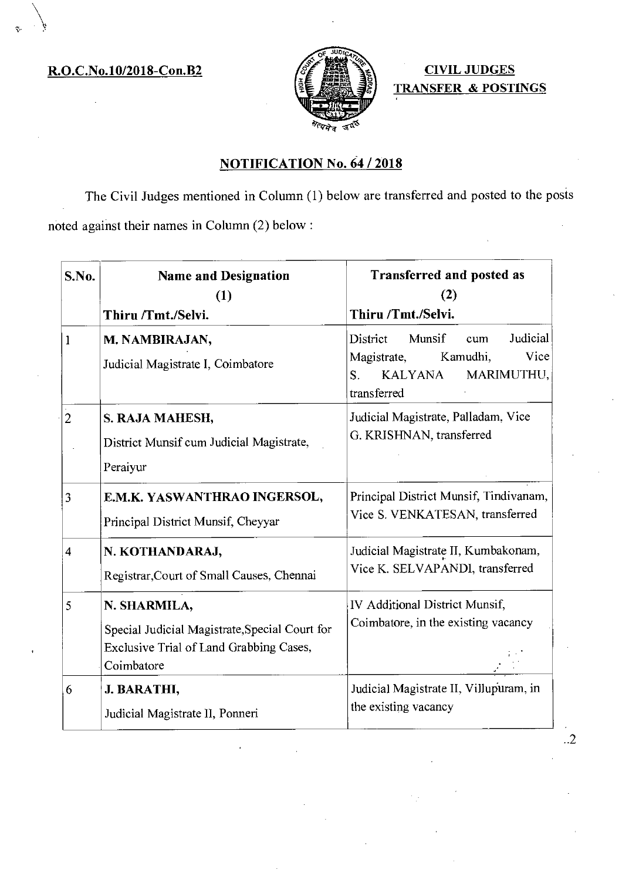**R.O.C.No.10/2018-Con.B2**

**CIVIL JUDGES**
**TRANSFER & POSTINGS**

## NOTIFICATION No. 64 / 2018

The Civil Judges mentioned in Column (1) below are transferred and posted to the posts noted against their names in Column (2) below :

| S.No. | Name and Designation<br>(1)<br>Thiru /Tmt./Selvi. | Transferred and posted as<br>(2)<br>Thiru /Tmt./Selvi. |
|---|---|---|
| 1 | **M. NAMBIRAJAN,**<br>Judicial Magistrate I, Coimbatore | District Munsif cum Judicial Magistrate, Kamudhi, Vice S. KALYANA MARIMUTHU, transferred |
| 2 | **S. RAJA MAHESH,**<br>District Munsif cum Judicial Magistrate, Peraiyur | Judicial Magistrate, Palladam, Vice G. KRISHNAN, transferred |
| 3 | **E.M.K. YASWANTHRAO INGERSOL,**<br>Principal District Munsif, Cheyyar | Principal District Munsif, Tindivanam, Vice S. VENKATESAN, transferred |
| 4 | **N. KOTHANDARAJ,**<br>Registrar,Court of Small Causes, Chennai | Judicial Magistrate II, Kumbakonam, Vice K. SELVAPANDI, transferred |
| 5 | **N. SHARMILA,**<br>Special Judicial Magistrate,Special Court for Exclusive Trial of Land Grabbing Cases, Coimbatore | IV Additional District Munsif, Coimbatore, in the existing vacancy |
| 6 | **J. BARATHI,**<br>Judicial Magistrate II, Ponneri | Judicial Magistrate II, Villupuram, in the existing vacancy |

..2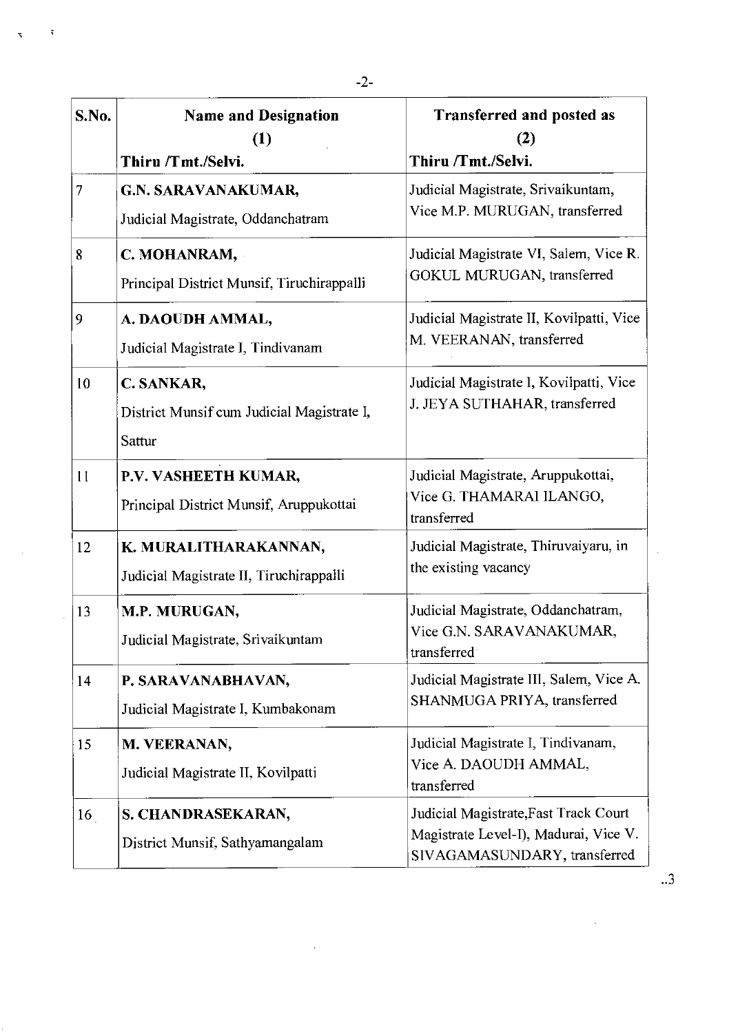| S.No. | Name and Designation<br>(1)<br>Thiru /Tmt./Selvi. | Transferred and posted as<br>(2)<br>Thiru /Tmt./Selvi. |
|---|---|---|
| 7 | **G.N. SARAVANAKUMAR,**<br>Judicial Magistrate, Oddanchatram | Judicial Magistrate, Srivaikuntam, Vice M.P. MURUGAN, transferred |
| 8 | **C. MOHANRAM,**<br>Principal District Munsif, Tiruchirappalli | Judicial Magistrate VI, Salem, Vice R. GOKUL MURUGAN, transferred |
| 9 | **A. DAOUDH AMMAL,**<br>Judicial Magistrate I, Tindivanam | Judicial Magistrate II, Kovilpatti, Vice M. VEERANAN, transferred |
| 10 | **C. SANKAR,**<br>District Munsif cum Judicial Magistrate I, Sattur | Judicial Magistrate I, Kovilpatti, Vice J. JEYA SUTHAHAR, transferred |
| 11 | **P.V. VASHEETH KUMAR,**<br>Principal District Munsif, Aruppukottai | Judicial Magistrate, Aruppukottai, Vice G. THAMARAI ILANGO, transferred |
| 12 | **K. MURALITHARAKANNAN,**<br>Judicial Magistrate II, Tiruchirappalli | Judicial Magistrate, Thiruvaiyaru, in the existing vacancy |
| 13 | **M.P. MURUGAN,**<br>Judicial Magistrate, Srivaikuntam | Judicial Magistrate, Oddanchatram, Vice G.N. SARAVANAKUMAR, transferred |
| 14 | **P. SARAVANABHAVAN,**<br>Judicial Magistrate I, Kumbakonam | Judicial Magistrate III, Salem, Vice A. SHANMUGA PRIYA, transferred |
| 15 | **M. VEERANAN,**<br>Judicial Magistrate II, Kovilpatti | Judicial Magistrate I, Tindivanam, Vice A. DAOUDH AMMAL, transferred |
| 16 | **S. CHANDRASEKARAN,**<br>District Munsif, Sathyamangalam | Judicial Magistrate,Fast Track Court Magistrate Level-I), Madurai, Vice V. SIVAGAMASUNDARY, transferred |

..3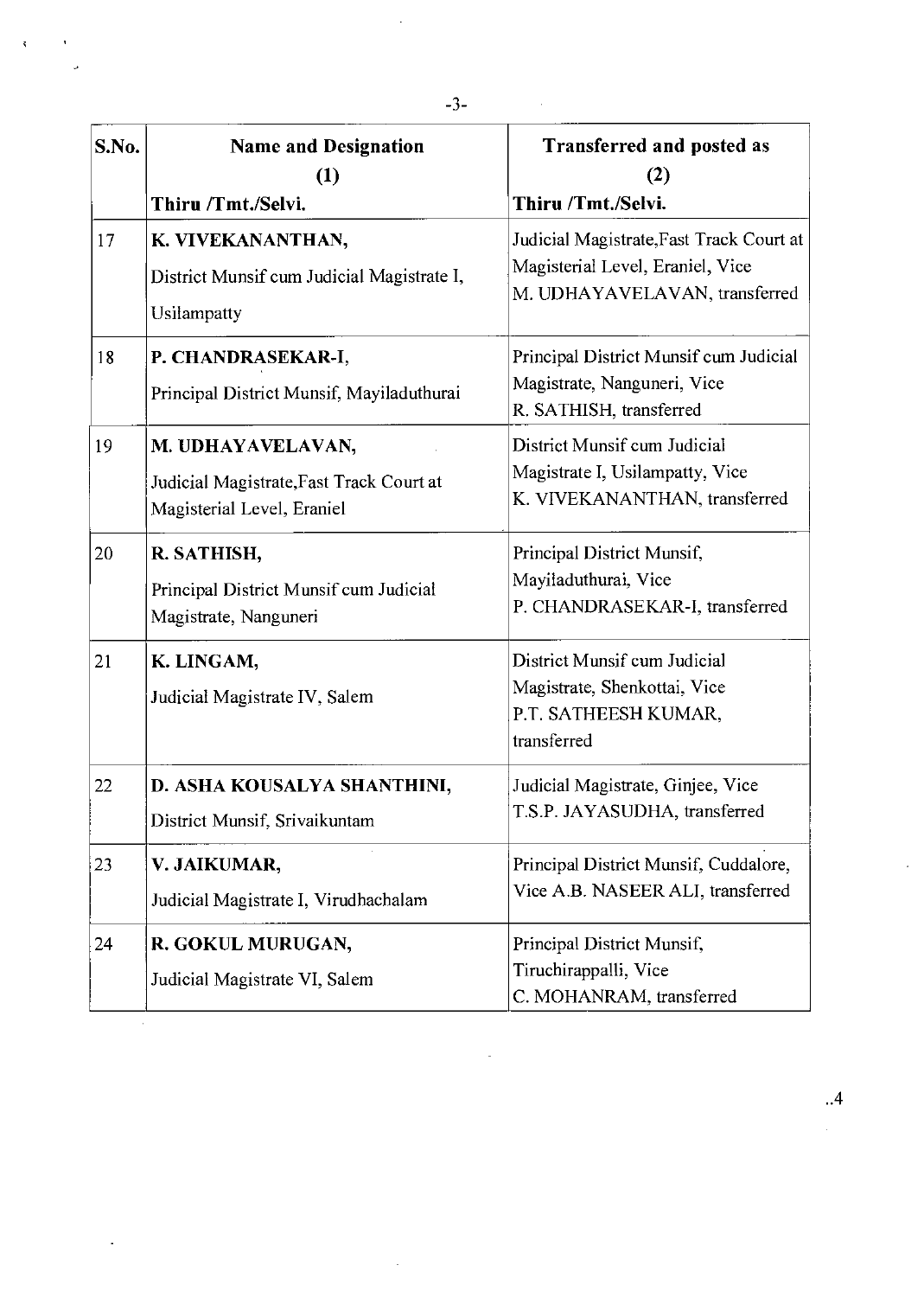| S.No. | Name and Designation (1) Thiru /Tmt./Selvi. | Transferred and posted as (2) Thiru /Tmt./Selvi. |
|---|---|---|
| 17 | **K. VIVEKANANTHAN,** District Munsif cum Judicial Magistrate I, Usilampatty | Judicial Magistrate,Fast Track Court at Magisterial Level, Eraniel, Vice M. UDHAYAVELAVAN, transferred |
| 18 | **P. CHANDRASEKAR-I,** Principal District Munsif, Mayiladuthurai | Principal District Munsif cum Judicial Magistrate, Nanguneri, Vice R. SATHISH, transferred |
| 19 | **M. UDHAYAVELAVAN,** Judicial Magistrate,Fast Track Court at Magisterial Level, Eraniel | District Munsif cum Judicial Magistrate I, Usilampatty, Vice K. VIVEKANANTHAN, transferred |
| 20 | **R. SATHISH,** Principal District Munsif cum Judicial Magistrate, Nanguneri | Principal District Munsif, Mayiladuthurai, Vice P. CHANDRASEKAR-I, transferred |
| 21 | **K. LINGAM,** Judicial Magistrate IV, Salem | District Munsif cum Judicial Magistrate, Shenkottai, Vice P.T. SATHEESH KUMAR, transferred |
| 22 | **D. ASHA KOUSALYA SHANTHINI,** District Munsif, Srivaikuntam | Judicial Magistrate, Ginjee, Vice T.S.P. JAYASUDHA, transferred |
| 23 | **V. JAIKUMAR,** Judicial Magistrate I, Virudhachalam | Principal District Munsif, Cuddalore, Vice A.B. NASEER ALI, transferred |
| 24 | **R. GOKUL MURUGAN,** Judicial Magistrate VI, Salem | Principal District Munsif, Tiruchirappalli, Vice C. MOHANRAM, transferred |

..4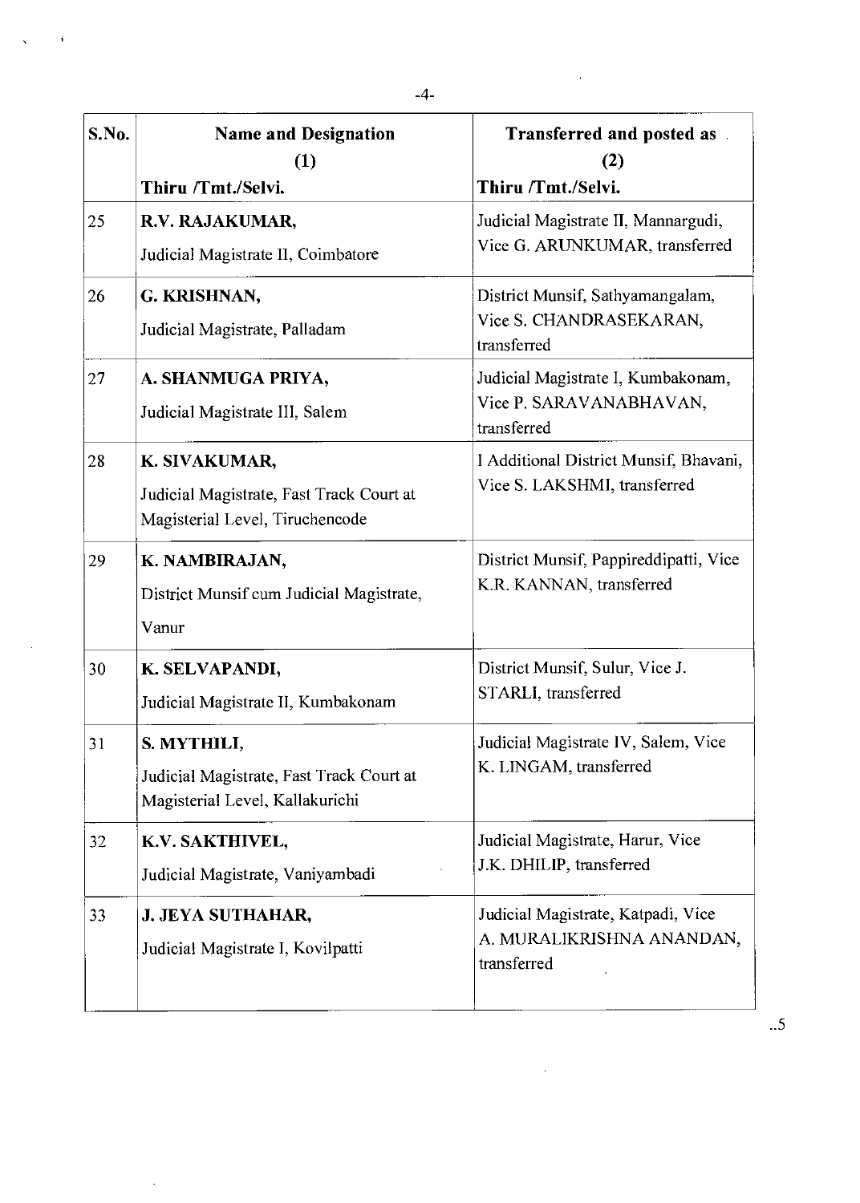| S.No. | Name and Designation<br>(1)<br>Thiru /Tmt./Selvi. | Transferred and posted as<br>(2)<br>Thiru /Tmt./Selvi. |
|---|---|---|
| 25 | **R.V. RAJAKUMAR,**<br>Judicial Magistrate II, Coimbatore | Judicial Magistrate II, Mannargudi, Vice G. ARUNKUMAR, transferred |
| 26 | **G. KRISHNAN,**<br>Judicial Magistrate, Palladam | District Munsif, Sathyamangalam, Vice S. CHANDRASEKARAN, transferred |
| 27 | **A. SHANMUGA PRIYA,**<br>Judicial Magistrate III, Salem | Judicial Magistrate I, Kumbakonam, Vice P. SARAVANABHAVAN, transferred |
| 28 | **K. SIVAKUMAR,**<br>Judicial Magistrate, Fast Track Court at Magisterial Level, Tiruchencode | I Additional District Munsif, Bhavani, Vice S. LAKSHMI, transferred |
| 29 | **K. NAMBIRAJAN,**<br>District Munsif cum Judicial Magistrate, Vanur | District Munsif, Pappireddipatti, Vice K.R. KANNAN, transferred |
| 30 | **K. SELVAPANDI,**<br>Judicial Magistrate II, Kumbakonam | District Munsif, Sulur, Vice J. STARLI, transferred |
| 31 | **S. MYTHILI,**<br>Judicial Magistrate, Fast Track Court at Magisterial Level, Kallakurichi | Judicial Magistrate IV, Salem, Vice K. LINGAM, transferred |
| 32 | **K.V. SAKTHIVEL,**<br>Judicial Magistrate, Vaniyambadi | Judicial Magistrate, Harur, Vice J.K. DHILIP, transferred |
| 33 | **J. JEYA SUTHAHAR,**<br>Judicial Magistrate I, Kovilpatti | Judicial Magistrate, Katpadi, Vice A. MURALIKRISHNA ANANDAN, transferred |

..5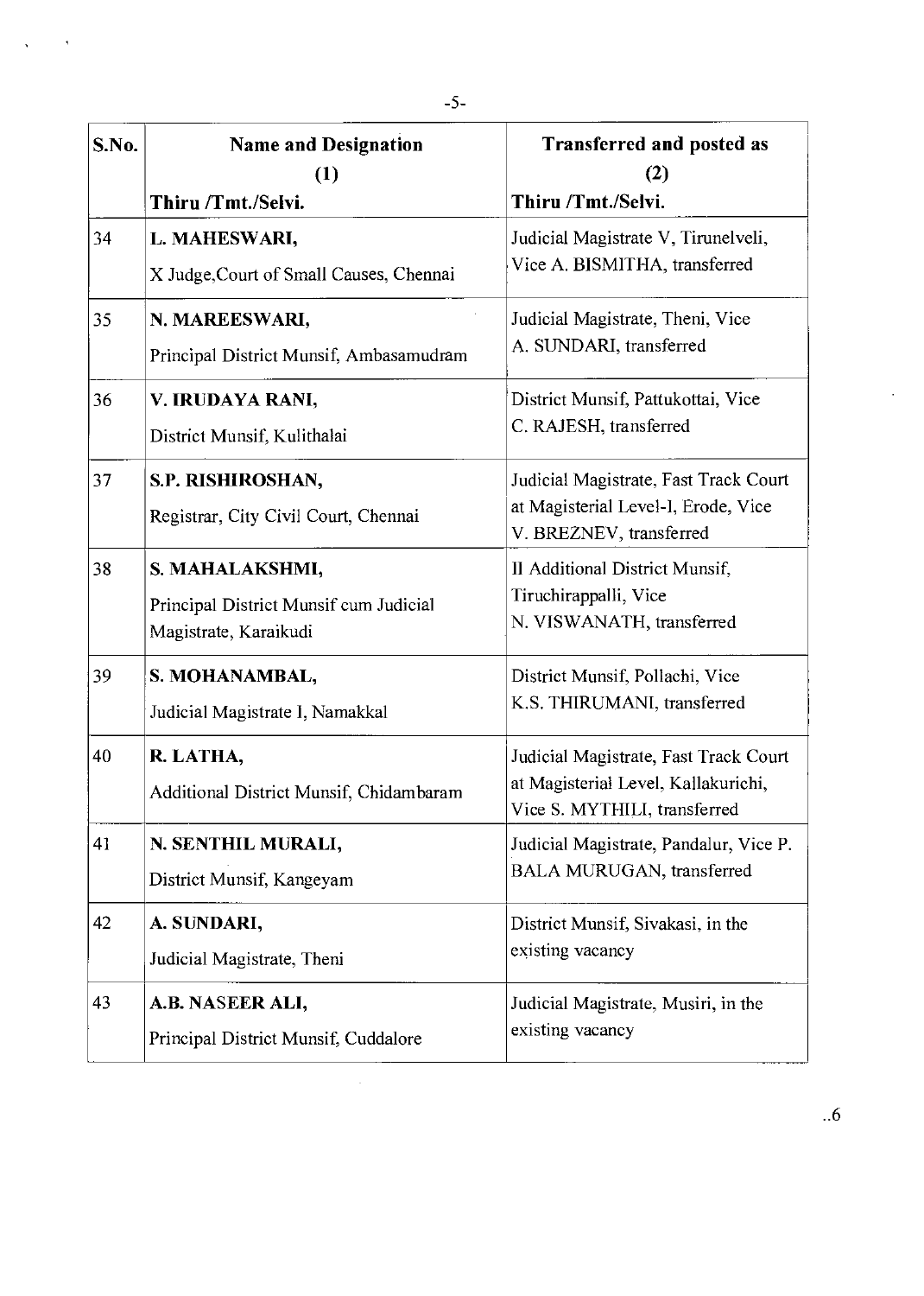| S.No. | Name and Designation (1) Thiru /Tmt./Selvi. | Transferred and posted as (2) Thiru /Tmt./Selvi. |
|---|---|---|
| 34 | **L. MAHESWARI,** X Judge,Court of Small Causes, Chennai | Judicial Magistrate V, Tirunelveli, Vice A. BISMITHA, transferred |
| 35 | **N. MAREESWARI,** Principal District Munsif, Ambasamudram | Judicial Magistrate, Theni, Vice A. SUNDARI, transferred |
| 36 | **V. IRUDAYA RANI,** District Munsif, Kulithalai | District Munsif, Pattukottai, Vice C. RAJESH, transferred |
| 37 | **S.P. RISHIROSHAN,** Registrar, City Civil Court, Chennai | Judicial Magistrate, Fast Track Court at Magisterial Level-I, Erode, Vice V. BREZNEV, transferred |
| 38 | **S. MAHALAKSHMI,** Principal District Munsif cum Judicial Magistrate, Karaikudi | II Additional District Munsif, Tiruchirappalli, Vice N. VISWANATH, transferred |
| 39 | **S. MOHANAMBAL,** Judicial Magistrate I, Namakkal | District Munsif, Pollachi, Vice K.S. THIRUMANI, transferred |
| 40 | **R. LATHA,** Additional District Munsif, Chidambaram | Judicial Magistrate, Fast Track Court at Magisterial Level, Kallakurichi, Vice S. MYTHILI, transferred |
| 41 | **N. SENTHIL MURALI,** District Munsif, Kangeyam | Judicial Magistrate, Pandalur, Vice P. BALA MURUGAN, transferred |
| 42 | **A. SUNDARI,** Judicial Magistrate, Theni | District Munsif, Sivakasi, in the existing vacancy |
| 43 | **A.B. NASEER ALI,** Principal District Munsif, Cuddalore | Judicial Magistrate, Musiri, in the existing vacancy |

..6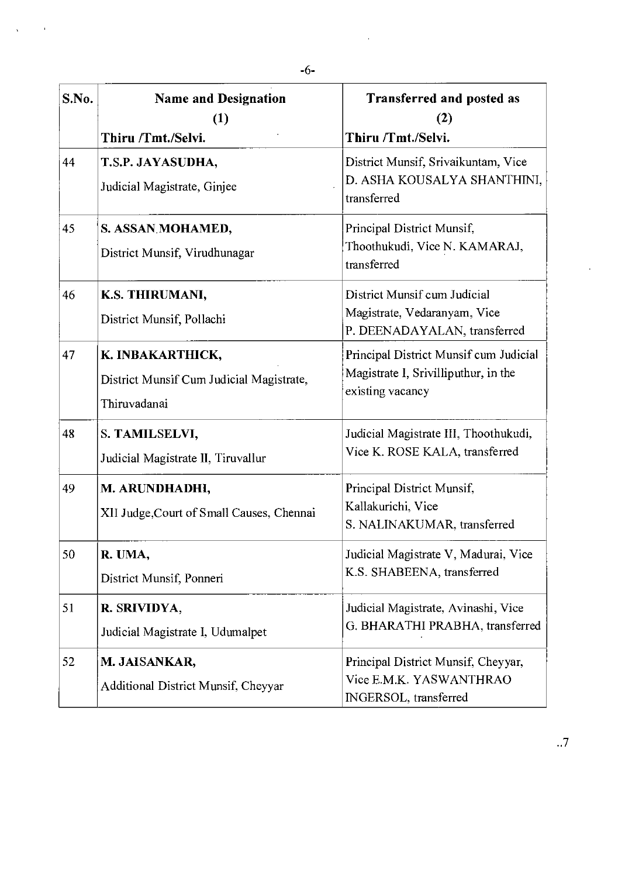| S.No. | Name and Designation (1) Thiru /Tmt./Selvi. | Transferred and posted as (2) Thiru /Tmt./Selvi. |
|---|---|---|
| 44 | **T.S.P. JAYASUDHA,** Judicial Magistrate, Ginjee | District Munsif, Srivaikuntam, Vice D. ASHA KOUSALYA SHANTHINI, transferred |
| 45 | **S. ASSAN MOHAMED,** District Munsif, Virudhunagar | Principal District Munsif, Thoothukudi, Vice N. KAMARAJ, transferred |
| 46 | **K.S. THIRUMANI,** District Munsif, Pollachi | District Munsif cum Judicial Magistrate, Vedaranyam, Vice P. DEENADAYALAN, transferred |
| 47 | **K. INBAKARTHICK,** District Munsif Cum Judicial Magistrate, Thiruvadanai | Principal District Munsif cum Judicial Magistrate I, Srivilliputhur, in the existing vacancy |
| 48 | **S. TAMILSELVI,** Judicial Magistrate II, Tiruvallur | Judicial Magistrate III, Thoothukudi, Vice K. ROSE KALA, transferred |
| 49 | **M. ARUNDHADHI,** XII Judge,Court of Small Causes, Chennai | Principal District Munsif, Kallakurichi, Vice S. NALINAKUMAR, transferred |
| 50 | **R. UMA,** District Munsif, Ponneri | Judicial Magistrate V, Madurai, Vice K.S. SHABEENA, transferred |
| 51 | **R. SRIVIDYA,** Judicial Magistrate I, Udumalpet | Judicial Magistrate, Avinashi, Vice G. BHARATHI PRABHA, transferred |
| 52 | **M. JAISANKAR,** Additional District Munsif, Cheyyar | Principal District Munsif, Cheyyar, Vice E.M.K. YASWANTHRAO INGERSOL, transferred |

..7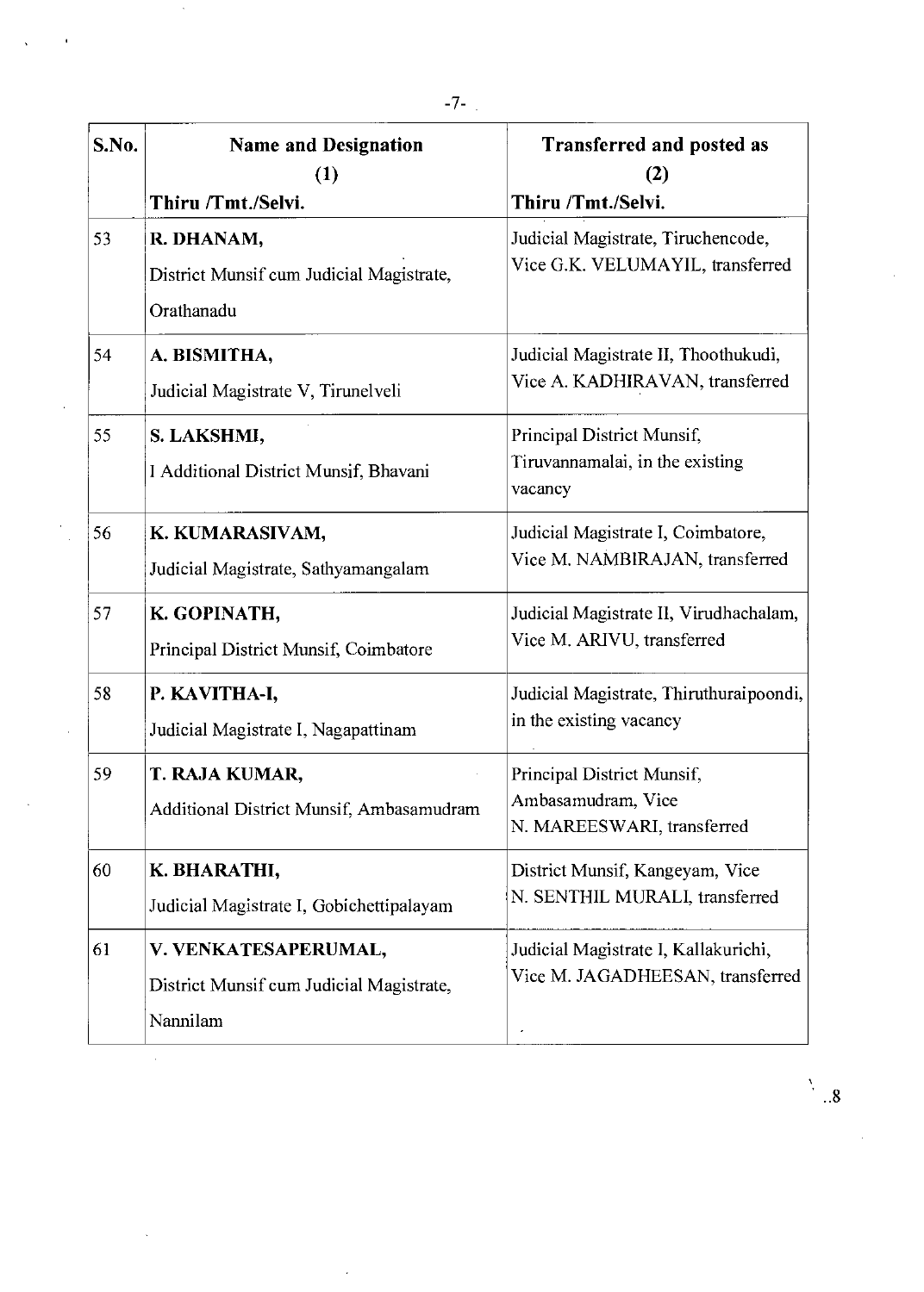| S.No. | Name and Designation (1) Thiru /Tmt./Selvi. | Transferred and posted as (2) Thiru /Tmt./Selvi. |
|---|---|---|
| 53 | **R. DHANAM,** District Munsif cum Judicial Magistrate, Orathanadu | Judicial Magistrate, Tiruchencode, Vice G.K. VELUMAYIL, transferred |
| 54 | **A. BISMITHA,** Judicial Magistrate V, Tirunelveli | Judicial Magistrate II, Thoothukudi, Vice A. KADHIRAVAN, transferred |
| 55 | **S. LAKSHMI,** I Additional District Munsif, Bhavani | Principal District Munsif, Tiruvannamalai, in the existing vacancy |
| 56 | **K. KUMARASIVAM,** Judicial Magistrate, Sathyamangalam | Judicial Magistrate I, Coimbatore, Vice M. NAMBIRAJAN, transferred |
| 57 | **K. GOPINATH,** Principal District Munsif, Coimbatore | Judicial Magistrate II, Virudhachalam, Vice M. ARIVU, transferred |
| 58 | **P. KAVITHA-I,** Judicial Magistrate I, Nagapattinam | Judicial Magistrate, Thiruthuraipoondi, in the existing vacancy |
| 59 | **T. RAJA KUMAR,** Additional District Munsif, Ambasamudram | Principal District Munsif, Ambasamudram, Vice N. MAREESWARI, transferred |
| 60 | **K. BHARATHI,** Judicial Magistrate I, Gobichettipalayam | District Munsif, Kangeyam, Vice N. SENTHIL MURALI, transferred |
| 61 | **V. VENKATESAPERUMAL,** District Munsif cum Judicial Magistrate, Nannilam | Judicial Magistrate I, Kallakurichi, Vice M. JAGADHEESAN, transferred |

..8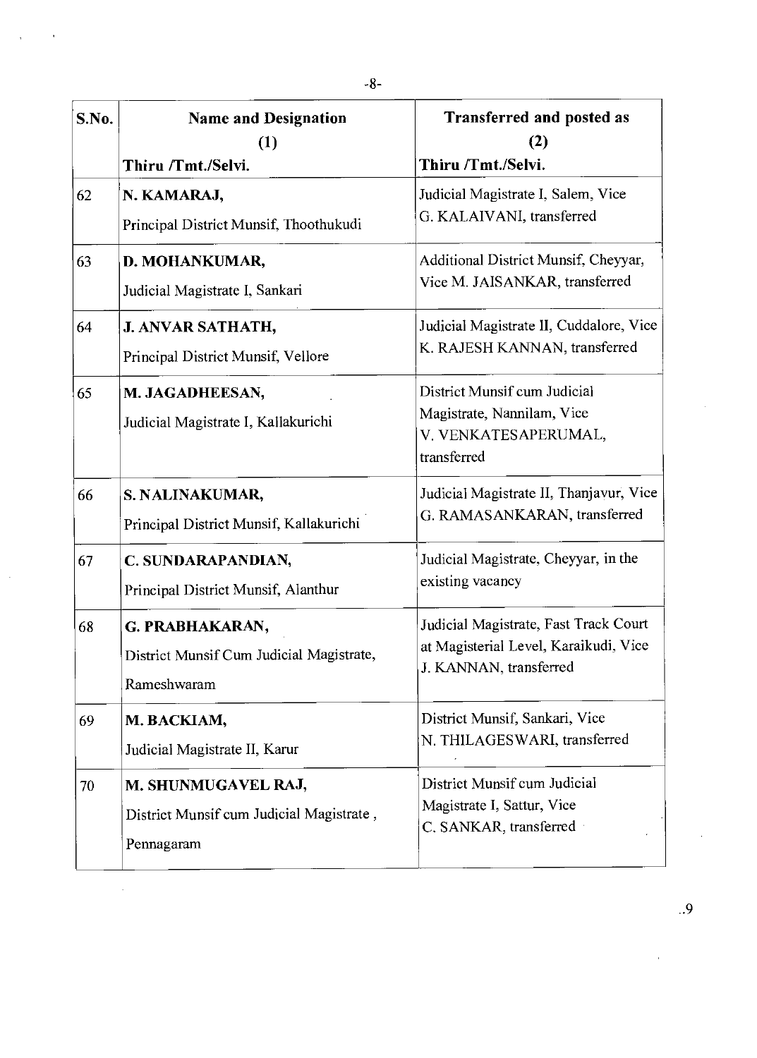| S.No. | Name and Designation (1) Thiru /Tmt./Selvi. | Transferred and posted as (2) Thiru /Tmt./Selvi. |
|---|---|---|
| 62 | **N. KAMARAJ,** Principal District Munsif, Thoothukudi | Judicial Magistrate I, Salem, Vice G. KALAIVANI, transferred |
| 63 | **D. MOHANKUMAR,** Judicial Magistrate I, Sankari | Additional District Munsif, Cheyyar, Vice M. JAISANKAR, transferred |
| 64 | **J. ANVAR SATHATH,** Principal District Munsif, Vellore | Judicial Magistrate II, Cuddalore, Vice K. RAJESH KANNAN, transferred |
| 65 | **M. JAGADHEESAN,** Judicial Magistrate I, Kallakurichi | District Munsif cum Judicial Magistrate, Nannilam, Vice V. VENKATESAPERUMAL, transferred |
| 66 | **S. NALINAKUMAR,** Principal District Munsif, Kallakurichi | Judicial Magistrate II, Thanjavur, Vice G. RAMASANKARAN, transferred |
| 67 | **C. SUNDARAPANDIAN,** Principal District Munsif, Alanthur | Judicial Magistrate, Cheyyar, in the existing vacancy |
| 68 | **G. PRABHAKARAN,** District Munsif Cum Judicial Magistrate, Rameshwaram | Judicial Magistrate, Fast Track Court at Magisterial Level, Karaikudi, Vice J. KANNAN, transferred |
| 69 | **M. BACKIAM,** Judicial Magistrate II, Karur | District Munsif, Sankari, Vice N. THILAGESWARI, transferred |
| 70 | **M. SHUNMUGAVEL RAJ,** District Munsif cum Judicial Magistrate , Pennagaram | District Munsif cum Judicial Magistrate I, Sattur, Vice C. SANKAR, transferred |

..9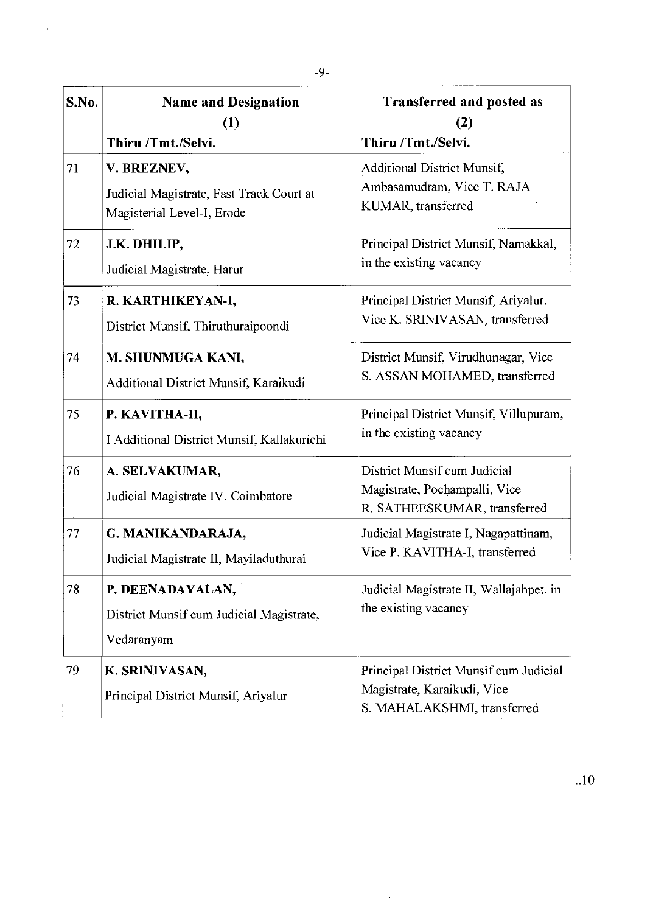| S.No. | Name and Designation (1) Thiru /Tmt./Selvi. | Transferred and posted as (2) Thiru /Tmt./Selvi. |
|---|---|---|
| 71 | **V. BREZNEV,** Judicial Magistrate, Fast Track Court at Magisterial Level-I, Erode | Additional District Munsif, Ambasamudram, Vice T. RAJA KUMAR, transferred |
| 72 | **J.K. DHILIP,** Judicial Magistrate, Harur | Principal District Munsif, Namakkal, in the existing vacancy |
| 73 | **R. KARTHIKEYAN-I,** District Munsif, Thiruthuraipoondi | Principal District Munsif, Ariyalur, Vice K. SRINIVASAN, transferred |
| 74 | **M. SHUNMUGA KANI,** Additional District Munsif, Karaikudi | District Munsif, Virudhunagar, Vice S. ASSAN MOHAMED, transferred |
| 75 | **P. KAVITHA-II,** I Additional District Munsif, Kallakurichi | Principal District Munsif, Villupuram, in the existing vacancy |
| 76 | **A. SELVAKUMAR,** Judicial Magistrate IV, Coimbatore | District Munsif cum Judicial Magistrate, Pochampalli, Vice R. SATHEESKUMAR, transferred |
| 77 | **G. MANIKANDARAJA,** Judicial Magistrate II, Mayiladuthurai | Judicial Magistrate I, Nagapattinam, Vice P. KAVITHA-I, transferred |
| 78 | **P. DEENADAYALAN,** District Munsif cum Judicial Magistrate, Vedaranyam | Judicial Magistrate II, Wallajahpet, in the existing vacancy |
| 79 | **K. SRINIVASAN,** Principal District Munsif, Ariyalur | Principal District Munsif cum Judicial Magistrate, Karaikudi, Vice S. MAHALAKSHMI, transferred |

..10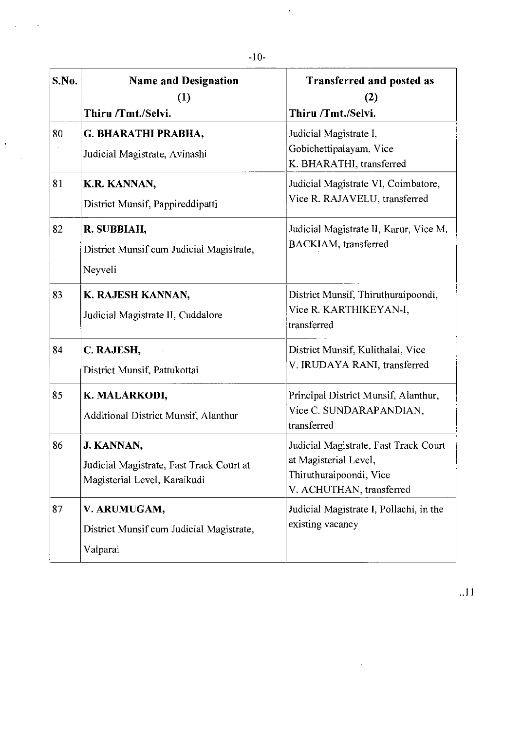| S.No. | Name and Designation<br>(1)<br>Thiru /Tmt./Selvi. | Transferred and posted as<br>(2)<br>Thiru /Tmt./Selvi. |
|---|---|---|
| 80 | **G. BHARATHI PRABHA,**<br>Judicial Magistrate, Avinashi | Judicial Magistrate I, Gobichettipalayam, Vice K. BHARATHI, transferred |
| 81 | **K.R. KANNAN,**<br>District Munsif, Pappireddipatti | Judicial Magistrate VI, Coimbatore, Vice R. RAJAVELU, transferred |
| 82 | **R. SUBBIAH,**<br>District Munsif cum Judicial Magistrate, Neyveli | Judicial Magistrate II, Karur, Vice M. BACKIAM, transferred |
| 83 | **K. RAJESH KANNAN,**<br>Judicial Magistrate II, Cuddalore | District Munsif, Thiruthuraipoondi, Vice R. KARTHIKEYAN-I, transferred |
| 84 | **C. RAJESH,**<br>District Munsif, Pattukottai | District Munsif, Kulithalai, Vice V. IRUDAYA RANI, transferred |
| 85 | **K. MALARKODI,**<br>Additional District Munsif, Alanthur | Principal District Munsif, Alanthur, Vice C. SUNDARAPANDIAN, transferred |
| 86 | **J. KANNAN,**<br>Judicial Magistrate, Fast Track Court at Magisterial Level, Karaikudi | Judicial Magistrate, Fast Track Court at Magisterial Level, Thiruthuraipoondi, Vice V. ACHUTHAN, transferred |
| 87 | **V. ARUMUGAM,**<br>District Munsif cum Judicial Magistrate, Valparai | Judicial Magistrate I, Pollachi, in the existing vacancy |

..11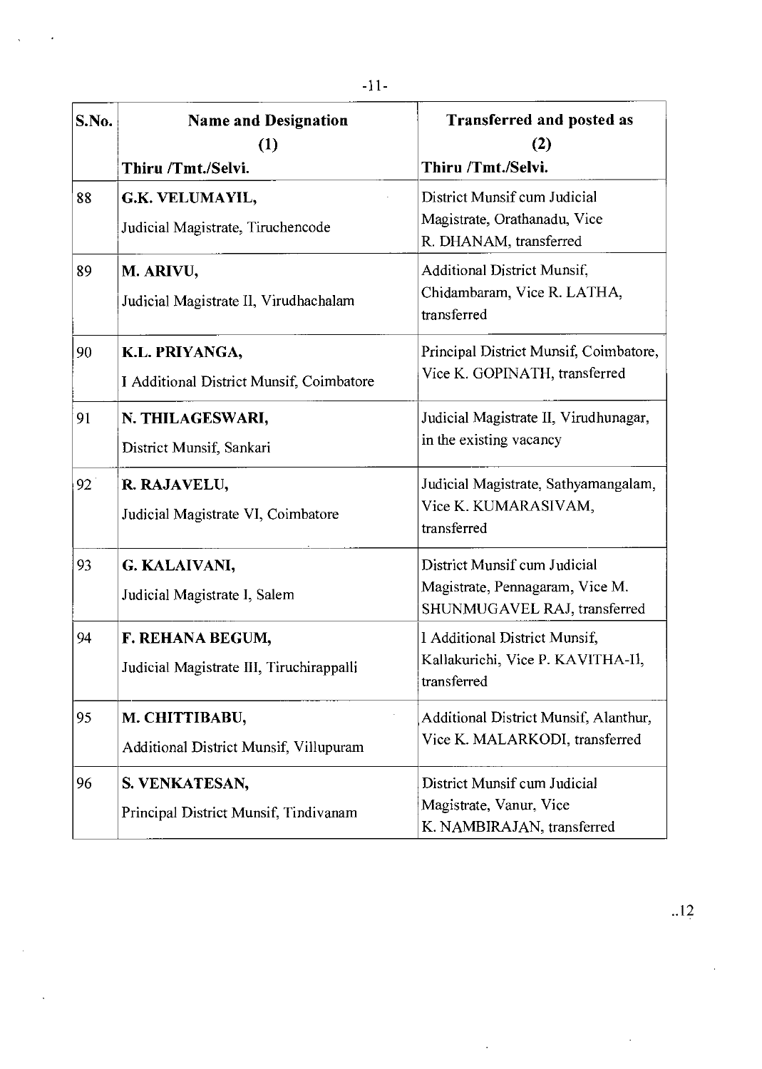| S.No. | Name and Designation (1) Thiru /Tmt./Selvi. | Transferred and posted as (2) Thiru /Tmt./Selvi. |
|---|---|---|
| 88 | **G.K. VELUMAYIL,** Judicial Magistrate, Tiruchencode | District Munsif cum Judicial Magistrate, Orathanadu, Vice R. DHANAM, transferred |
| 89 | **M. ARIVU,** Judicial Magistrate II, Virudhachalam | Additional District Munsif, Chidambaram, Vice R. LATHA, transferred |
| 90 | **K.L. PRIYANGA,** I Additional District Munsif, Coimbatore | Principal District Munsif, Coimbatore, Vice K. GOPINATH, transferred |
| 91 | **N. THILAGESWARI,** District Munsif, Sankari | Judicial Magistrate II, Virudhunagar, in the existing vacancy |
| 92 | **R. RAJAVELU,** Judicial Magistrate VI, Coimbatore | Judicial Magistrate, Sathyamangalam, Vice K. KUMARASIVAM, transferred |
| 93 | **G. KALAIVANI,** Judicial Magistrate I, Salem | District Munsif cum Judicial Magistrate, Pennagaram, Vice M. SHUNMUGAVEL RAJ, transferred |
| 94 | **F. REHANA BEGUM,** Judicial Magistrate III, Tiruchirappalli | I Additional District Munsif, Kallakurichi, Vice P. KAVITHA-II, transferred |
| 95 | **M. CHITTIBABU,** Additional District Munsif, Villupuram | Additional District Munsif, Alanthur, Vice K. MALARKODI, transferred |
| 96 | **S. VENKATESAN,** Principal District Munsif, Tindivanam | District Munsif cum Judicial Magistrate, Vanur, Vice K. NAMBIRAJAN, transferred |

..12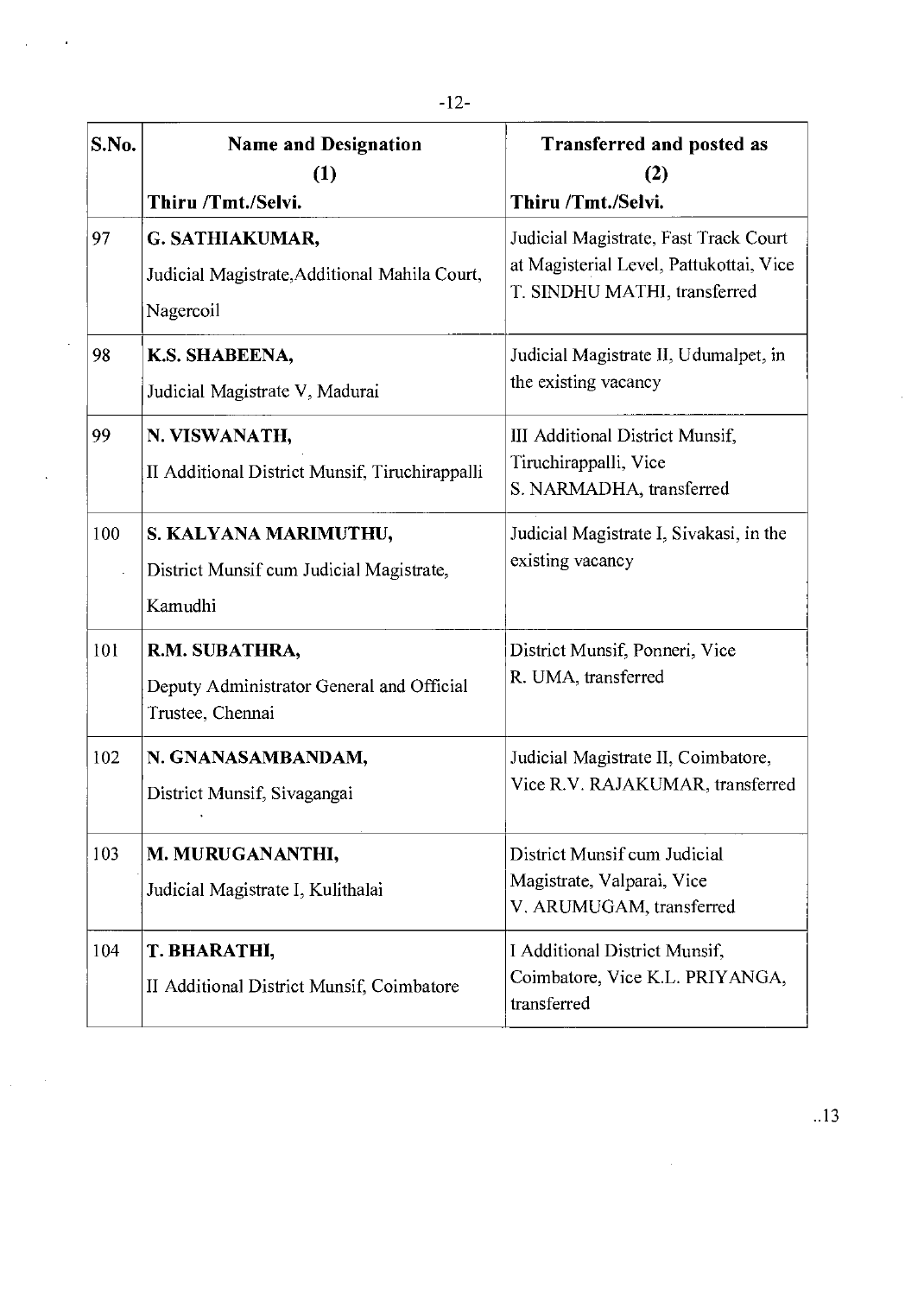| S.No. | Name and Designation (1) Thiru /Tmt./Selvi. | Transferred and posted as (2) Thiru /Tmt./Selvi. |
|---|---|---|
| 97 | **G. SATHIAKUMAR,** Judicial Magistrate,Additional Mahila Court, Nagercoil | Judicial Magistrate, Fast Track Court at Magisterial Level, Pattukottai, Vice T. SINDHU MATHI, transferred |
| 98 | **K.S. SHABEENA,** Judicial Magistrate V, Madurai | Judicial Magistrate II, Udumalpet, in the existing vacancy |
| 99 | **N. VISWANATH,** II Additional District Munsif, Tiruchirappalli | III Additional District Munsif, Tiruchirappalli, Vice S. NARMADHA, transferred |
| 100 | **S. KALYANA MARIMUTHU,** District Munsif cum Judicial Magistrate, Kamudhi | Judicial Magistrate I, Sivakasi, in the existing vacancy |
| 101 | **R.M. SUBATHRA,** Deputy Administrator General and Official Trustee, Chennai | District Munsif, Ponneri, Vice R. UMA, transferred |
| 102 | **N. GNANASAMBANDAM,** District Munsif, Sivagangai | Judicial Magistrate II, Coimbatore, Vice R.V. RAJAKUMAR, transferred |
| 103 | **M. MURUGANANTHI,** Judicial Magistrate I, Kulithalai | District Munsif cum Judicial Magistrate, Valparai, Vice V. ARUMUGAM, transferred |
| 104 | **T. BHARATHI,** II Additional District Munsif, Coimbatore | I Additional District Munsif, Coimbatore, Vice K.L. PRIYANGA, transferred |

..13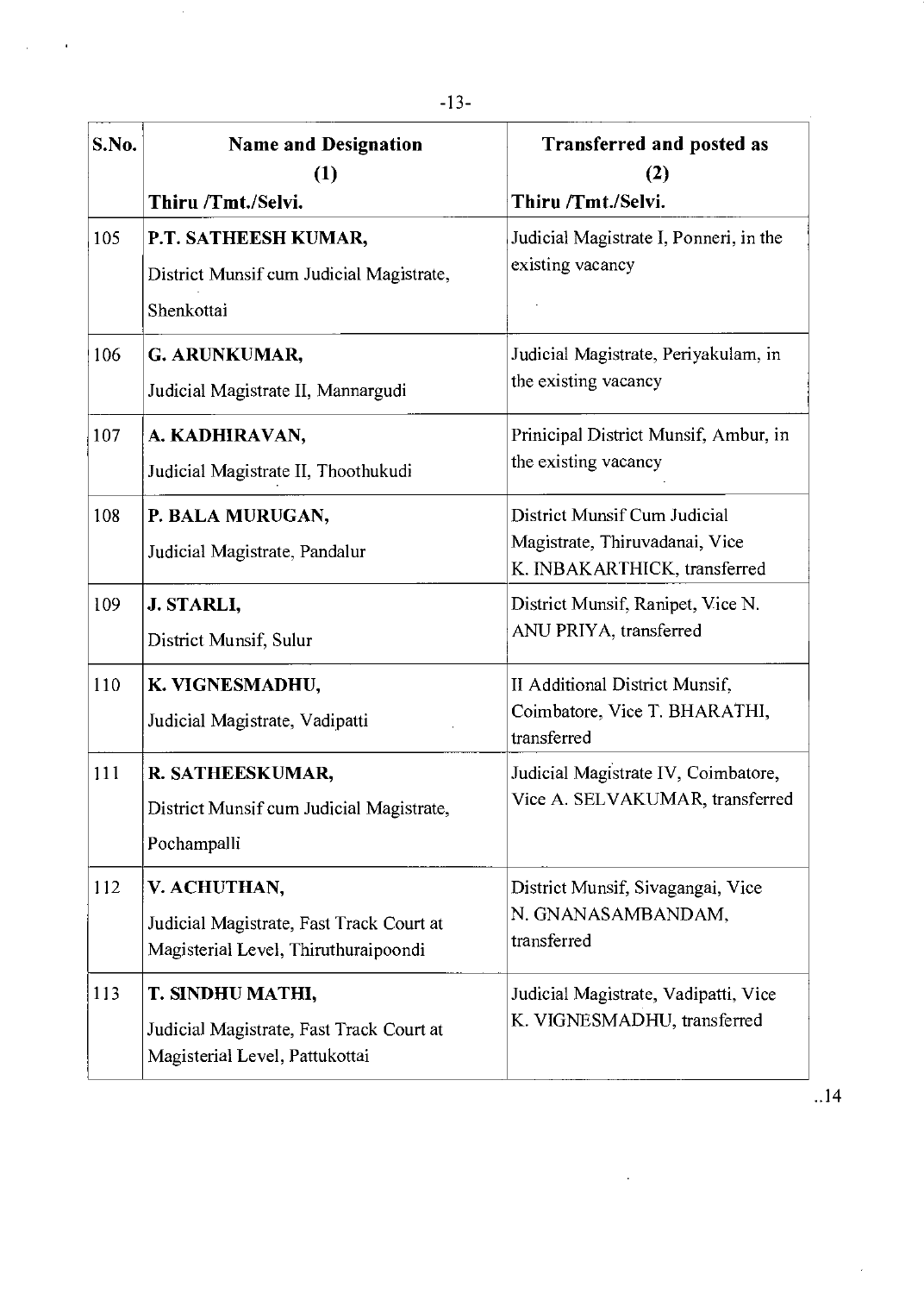| S.No. | Name and Designation (1) Thiru /Tmt./Selvi. | Transferred and posted as (2) Thiru /Tmt./Selvi. |
|---|---|---|
| 105 | **P.T. SATHEESH KUMAR,** District Munsif cum Judicial Magistrate, Shenkottai | Judicial Magistrate I, Ponneri, in the existing vacancy |
| 106 | **G. ARUNKUMAR,** Judicial Magistrate II, Mannargudi | Judicial Magistrate, Periyakulam, in the existing vacancy |
| 107 | **A. KADHIRAVAN,** Judicial Magistrate II, Thoothukudi | Prinicipal District Munsif, Ambur, in the existing vacancy |
| 108 | **P. BALA MURUGAN,** Judicial Magistrate, Pandalur | District Munsif Cum Judicial Magistrate, Thiruvadanai, Vice K. INBAKARTHICK, transferred |
| 109 | **J. STARLI,** District Munsif, Sulur | District Munsif, Ranipet, Vice N. ANU PRIYA, transferred |
| 110 | **K. VIGNESMADHU,** Judicial Magistrate, Vadipatti | II Additional District Munsif, Coimbatore, Vice T. BHARATHI, transferred |
| 111 | **R. SATHEESKUMAR,** District Munsif cum Judicial Magistrate, Pochampalli | Judicial Magistrate IV, Coimbatore, Vice A. SELVAKUMAR, transferred |
| 112 | **V. ACHUTHAN,** Judicial Magistrate, Fast Track Court at Magisterial Level, Thiruthuraipoondi | District Munsif, Sivagangai, Vice N. GNANASAMBANDAM, transferred |
| 113 | **T. SINDHU MATHI,** Judicial Magistrate, Fast Track Court at Magisterial Level, Pattukottai | Judicial Magistrate, Vadipatti, Vice K. VIGNESMADHU, transferred |

..14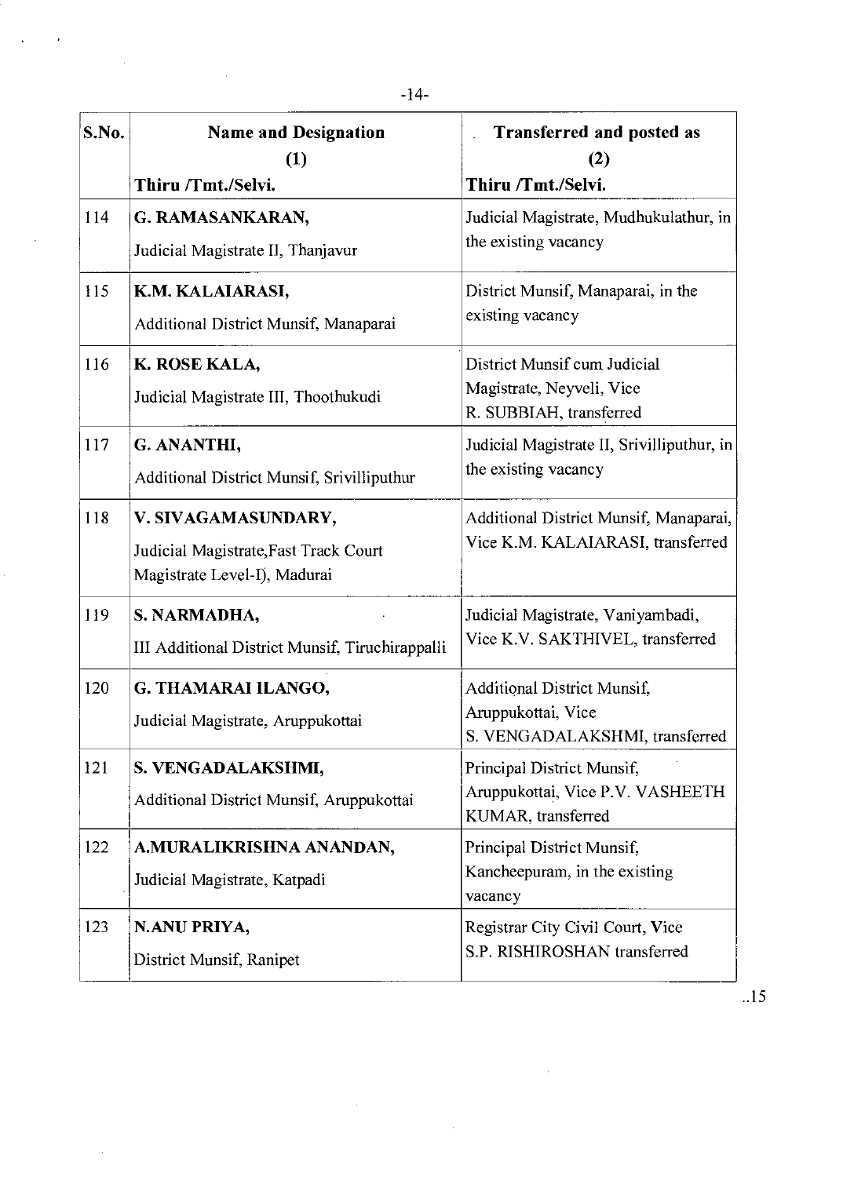| S.No. | Name and Designation (1) Thiru /Tmt./Selvi. | Transferred and posted as (2) Thiru /Tmt./Selvi. |
|---|---|---|
| 114 | **G. RAMASANKARAN,** Judicial Magistrate II, Thanjavur | Judicial Magistrate, Mudhukulathur, in the existing vacancy |
| 115 | **K.M. KALAIARASI,** Additional District Munsif, Manaparai | District Munsif, Manaparai, in the existing vacancy |
| 116 | **K. ROSE KALA,** Judicial Magistrate III, Thoothukudi | District Munsif cum Judicial Magistrate, Neyveli, Vice R. SUBBIAH, transferred |
| 117 | **G. ANANTHI,** Additional District Munsif, Srivilliputhur | Judicial Magistrate II, Srivilliputhur, in the existing vacancy |
| 118 | **V. SIVAGAMASUNDARY,** Judicial Magistrate,Fast Track Court Magistrate Level-I), Madurai | Additional District Munsif, Manaparai, Vice K.M. KALAIARASI, transferred |
| 119 | **S. NARMADHA,** III Additional District Munsif, Tiruchirappalli | Judicial Magistrate, Vaniyambadi, Vice K.V. SAKTHIVEL, transferred |
| 120 | **G. THAMARAI ILANGO,** Judicial Magistrate, Aruppukottai | Additional District Munsif, Aruppukottai, Vice S. VENGADALAKSHMI, transferred |
| 121 | **S. VENGADALAKSHMI,** Additional District Munsif, Aruppukottai | Principal District Munsif, Aruppukottai, Vice P.V. VASHEETH KUMAR, transferred |
| 122 | **A.MURALIKRISHNA ANANDAN,** Judicial Magistrate, Katpadi | Principal District Munsif, Kancheepuram, in the existing vacancy |
| 123 | **N.ANU PRIYA,** District Munsif, Ranipet | Registrar City Civil Court, Vice S.P. RISHIROSHAN transferred |

..15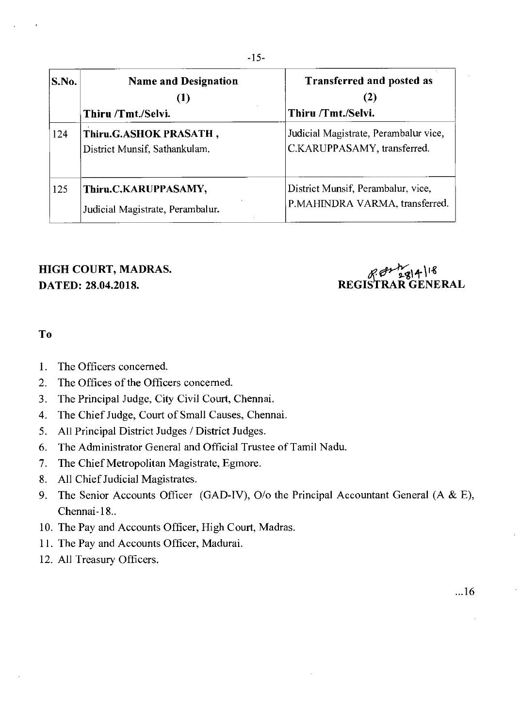| S.No. | Name and Designation (1) Thiru /Tmt./Selvi. | Transferred and posted as (2) Thiru /Tmt./Selvi. |
|---|---|---|
| 124 | **Thiru.G.ASHOK PRASATH ,** District Munsif, Sathankulam. | Judicial Magistrate, Perambalur vice, C.KARUPPASAMY, transferred. |
| 125 | **Thiru.C.KARUPPASAMY,** Judicial Magistrate, Perambalur. | District Munsif, Perambalur, vice, P.MAHINDRA VARMA, transferred. |

**HIGH COURT, MADRAS.**
**DATED: 28.04.2018.**

28|4|18
**REGISTRAR GENERAL**

**To**

1. The Officers concerned.
2. The Offices of the Officers concerned.
3. The Principal Judge, City Civil Court, Chennai.
4. The Chief Judge, Court of Small Causes, Chennai.
5. All Principal District Judges / District Judges.
6. The Administrator General and Official Trustee of Tamil Nadu.
7. The Chief Metropolitan Magistrate, Egmore.
8. All Chief Judicial Magistrates.
9. The Senior Accounts Officer (GAD-IV), O/o the Principal Accountant General (A & E), Chennai-18..
10. The Pay and Accounts Officer, High Court, Madras.
11. The Pay and Accounts Officer, Madurai.
12. All Treasury Officers.

...16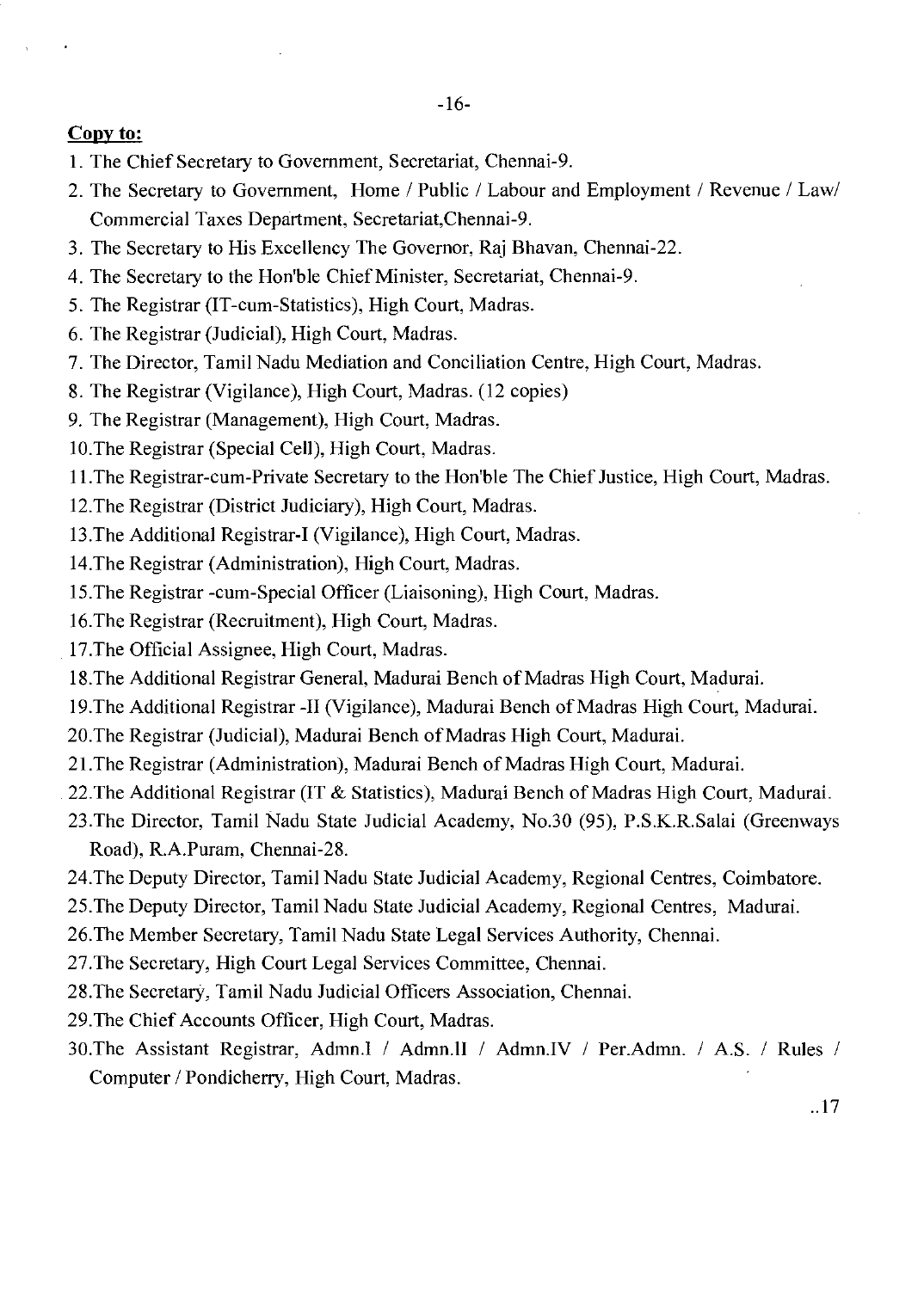**Copy to:**

1. The Chief Secretary to Government, Secretariat, Chennai-9.
2. The Secretary to Government, Home / Public / Labour and Employment / Revenue / Law/ Commercial Taxes Department, Secretariat,Chennai-9.
3. The Secretary to His Excellency The Governor, Raj Bhavan, Chennai-22.
4. The Secretary to the Hon'ble Chief Minister, Secretariat, Chennai-9.
5. The Registrar (IT-cum-Statistics), High Court, Madras.
6. The Registrar (Judicial), High Court, Madras.
7. The Director, Tamil Nadu Mediation and Conciliation Centre, High Court, Madras.
8. The Registrar (Vigilance), High Court, Madras. (12 copies)
9. The Registrar (Management), High Court, Madras.
10. The Registrar (Special Cell), High Court, Madras.
11. The Registrar-cum-Private Secretary to the Hon'ble The Chief Justice, High Court, Madras.
12. The Registrar (District Judiciary), High Court, Madras.
13. The Additional Registrar-I (Vigilance), High Court, Madras.
14. The Registrar (Administration), High Court, Madras.
15. The Registrar -cum-Special Officer (Liaisoning), High Court, Madras.
16. The Registrar (Recruitment), High Court, Madras.
17. The Official Assignee, High Court, Madras.
18. The Additional Registrar General, Madurai Bench of Madras High Court, Madurai.
19. The Additional Registrar -II (Vigilance), Madurai Bench of Madras High Court, Madurai.
20. The Registrar (Judicial), Madurai Bench of Madras High Court, Madurai.
21. The Registrar (Administration), Madurai Bench of Madras High Court, Madurai.
22. The Additional Registrar (IT & Statistics), Madurai Bench of Madras High Court, Madurai.
23. The Director, Tamil Nadu State Judicial Academy, No.30 (95), P.S.K.R.Salai (Greenways Road), R.A.Puram, Chennai-28.
24. The Deputy Director, Tamil Nadu State Judicial Academy, Regional Centres, Coimbatore.
25. The Deputy Director, Tamil Nadu State Judicial Academy, Regional Centres, Madurai.
26. The Member Secretary, Tamil Nadu State Legal Services Authority, Chennai.
27. The Secretary, High Court Legal Services Committee, Chennai.
28. The Secretary, Tamil Nadu Judicial Officers Association, Chennai.
29. The Chief Accounts Officer, High Court, Madras.
30. The Assistant Registrar, Admn.I / Admn.II / Admn.IV / Per.Admn. / A.S. / Rules / Computer / Pondicherry, High Court, Madras.

..17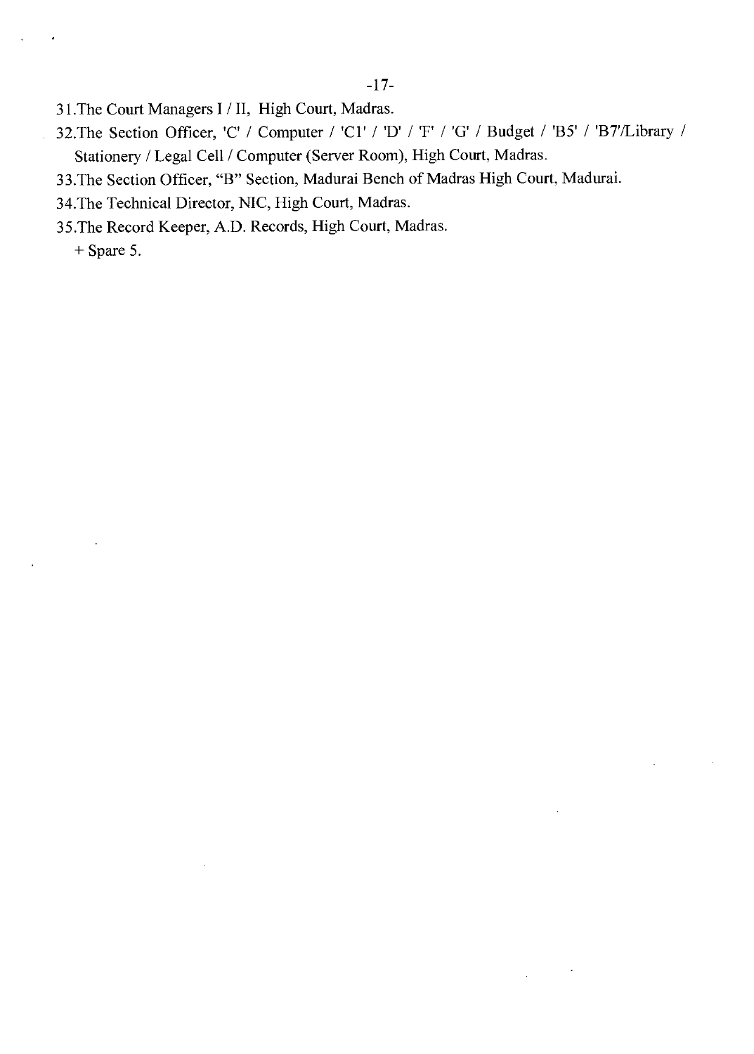31.The Court Managers I / II, High Court, Madras.

32.The Section Officer, 'C' / Computer / 'C1' / 'D' / 'F' / 'G' / Budget / 'B5' / 'B7'/Library / Stationery / Legal Cell / Computer (Server Room), High Court, Madras.

33.The Section Officer, "B" Section, Madurai Bench of Madras High Court, Madurai.

34.The Technical Director, NIC, High Court, Madras.

35.The Record Keeper, A.D. Records, High Court, Madras.

+ Spare 5.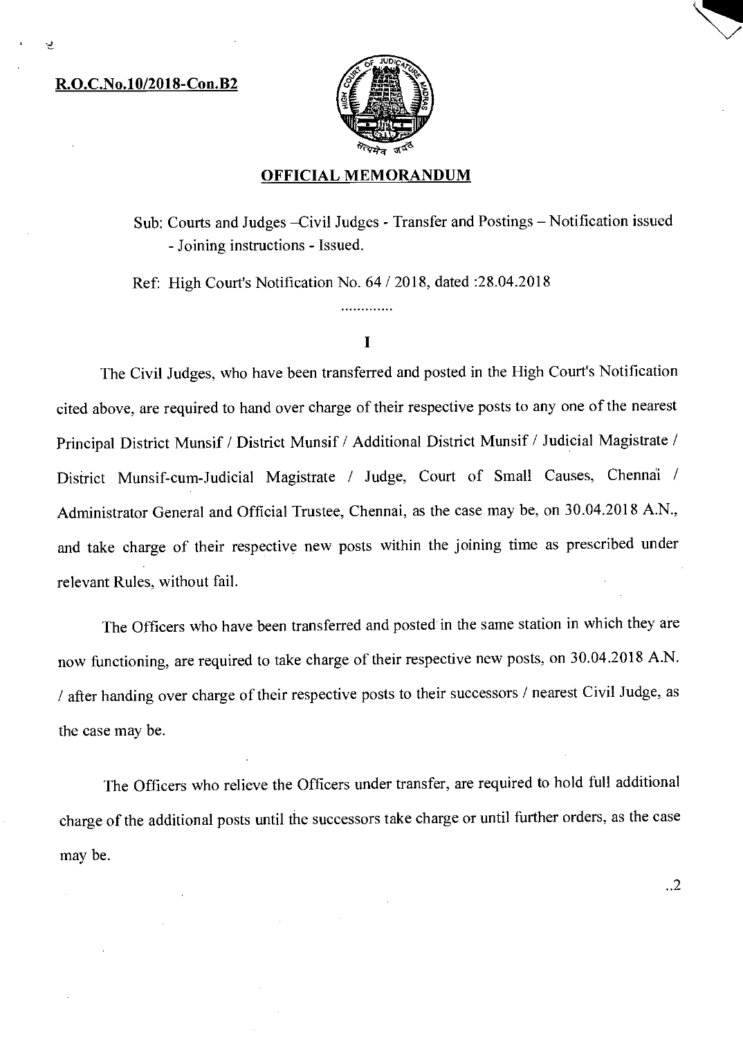**R.O.C.No.10/2018-Con.B2**

## OFFICIAL MEMORANDUM

Sub: Courts and Judges –Civil Judges - Transfer and Postings – Notification issued - Joining instructions - Issued.

Ref: High Court's Notification No. 64 / 2018, dated :28.04.2018

.............

I

The Civil Judges, who have been transferred and posted in the High Court's Notification cited above, are required to hand over charge of their respective posts to any one of the nearest Principal District Munsif / District Munsif / Additional District Munsif / Judicial Magistrate / District Munsif-cum-Judicial Magistrate / Judge, Court of Small Causes, Chennai / Administrator General and Official Trustee, Chennai, as the case may be, on 30.04.2018 A.N., and take charge of their respective new posts within the joining time as prescribed under relevant Rules, without fail.

The Officers who have been transferred and posted in the same station in which they are now functioning, are required to take charge of their respective new posts, on 30.04.2018 A.N. / after handing over charge of their respective posts to their successors / nearest Civil Judge, as the case may be.

The Officers who relieve the Officers under transfer, are required to hold full additional charge of the additional posts until the successors take charge or until further orders, as the case may be.

..2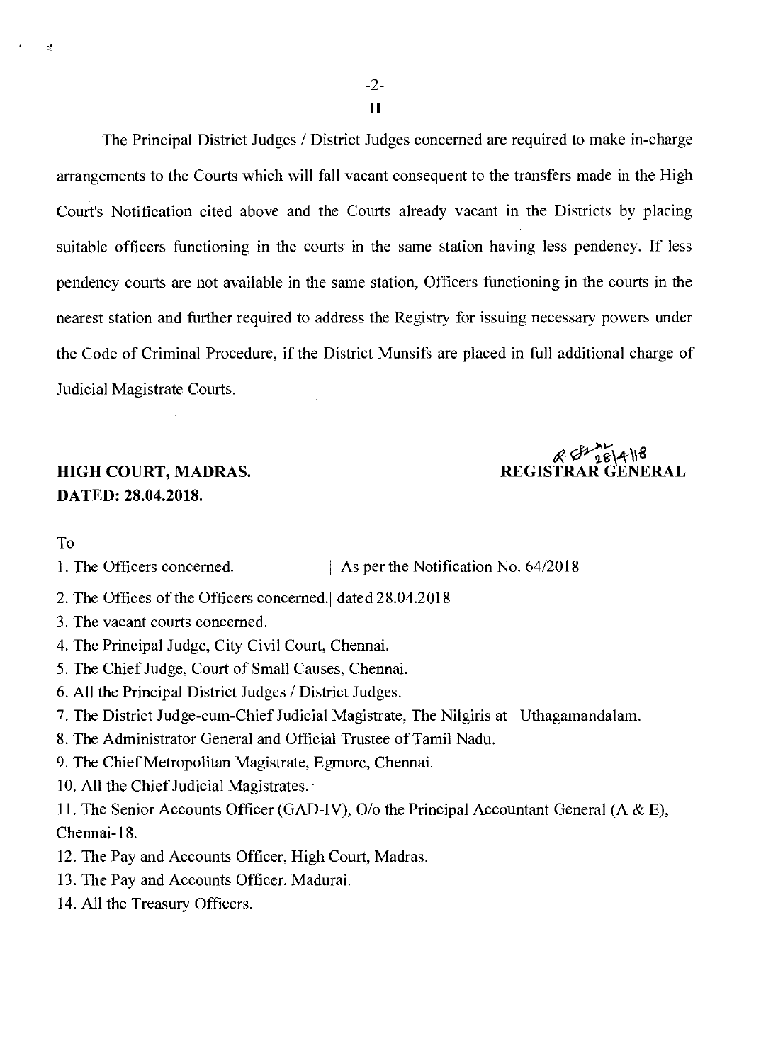**II**

The Principal District Judges / District Judges concerned are required to make in-charge arrangements to the Courts which will fall vacant consequent to the transfers made in the High Court's Notification cited above and the Courts already vacant in the Districts by placing suitable officers functioning in the courts in the same station having less pendency. If less pendency courts are not available in the same station, Officers functioning in the courts in the nearest station and further required to address the Registry for issuing necessary powers under the Code of Criminal Procedure, if the District Munsifs are placed in full additional charge of Judicial Magistrate Courts.

**HIGH COURT, MADRAS.**
**DATED: 28.04.2018.**

28/4/18
**REGISTRAR GENERAL**

To

1. The Officers concerned. | As per the Notification No. 64/2018
2. The Offices of the Officers concerned.| dated 28.04.2018
3. The vacant courts concerned.
4. The Principal Judge, City Civil Court, Chennai.
5. The Chief Judge, Court of Small Causes, Chennai.
6. All the Principal District Judges / District Judges.
7. The District Judge-cum-Chief Judicial Magistrate, The Nilgiris at Uthagamandalam.
8. The Administrator General and Official Trustee of Tamil Nadu.
9. The Chief Metropolitan Magistrate, Egmore, Chennai.
10. All the Chief Judicial Magistrates.
11. The Senior Accounts Officer (GAD-IV), O/o the Principal Accountant General (A & E), Chennai-18.
12. The Pay and Accounts Officer, High Court, Madras.
13. The Pay and Accounts Officer, Madurai.
14. All the Treasury Officers.